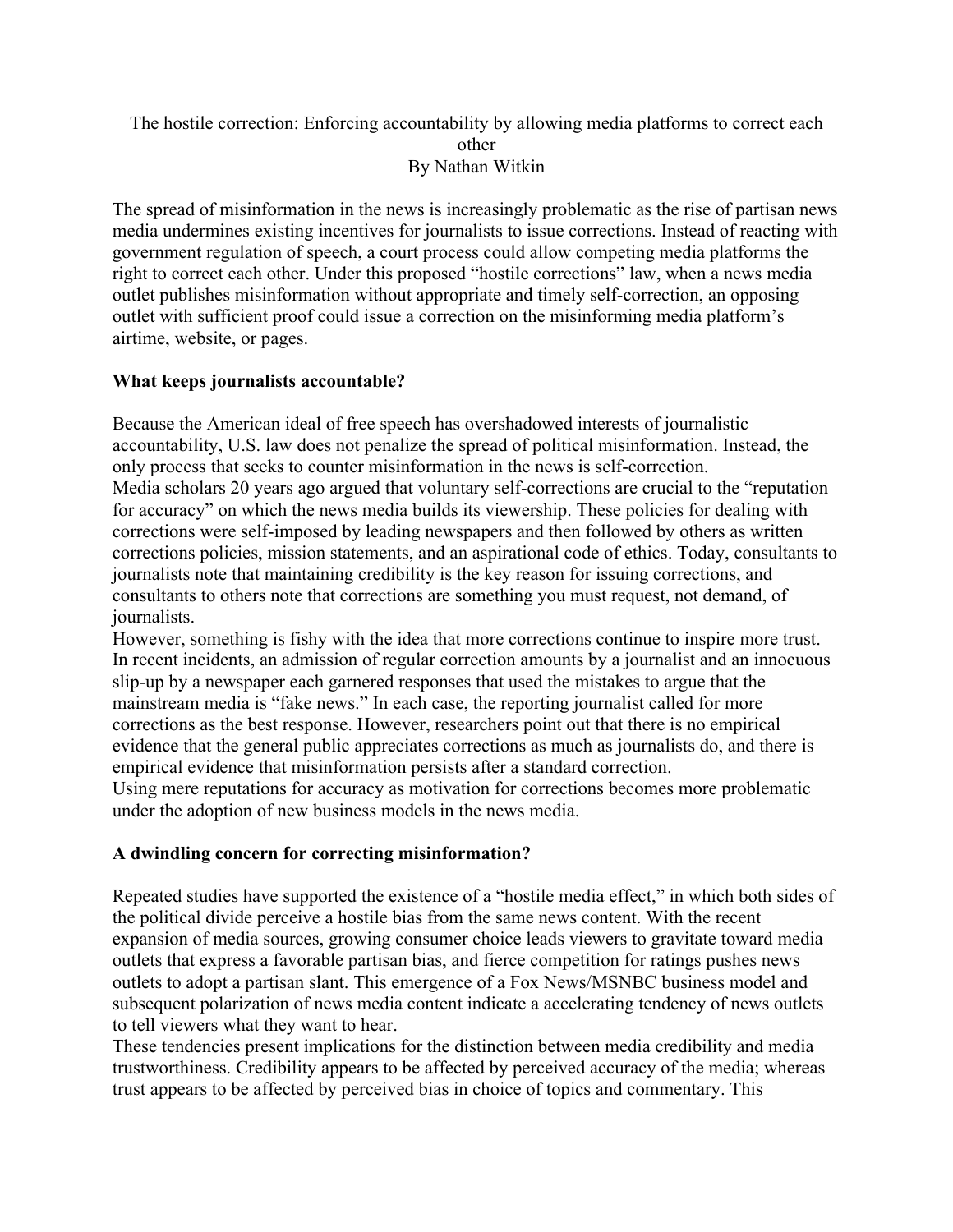# The hostile correction: Enforcing accountability by allowing media platforms to correct each other

By Nathan Witkin

The spread of misinformation in the news is increasingly problematic as the rise of partisan news media undermines existing incentives for journalists to issue corrections. Instead of reacting with government regulation of speech, a court process could allow competing media platforms the right to correct each other. Under this proposed "hostile corrections" law, when a news media outlet publishes misinformation without appropriate and timely self-correction, an opposing outlet with sufficient proof could issue a correction on the misinforming media platform's airtime, website, or pages.

## What keeps journalists accountable?

Because the American ideal of free speech has overshadowed interests of journalistic accountability, U.S. law does not penalize the spread of political misinformation. Instead, the only process that seeks to counter misinformation in the news is self-correction.

Media scholars 20 years ago argued that voluntary self-corrections are crucial to the "reputation for accuracy" on which the news media builds its viewership. These policies for dealing with corrections were self-imposed by leading newspapers and then followed by others as written corrections policies, mission statements, and an aspirational code of ethics. Today, consultants to journalists note that maintaining credibility is the key reason for issuing corrections, and consultants to others note that corrections are something you must request, not demand, of journalists.

However, something is fishy with the idea that more corrections continue to inspire more trust. In recent incidents, an admission of regular correction amounts by a journalist and an innocuous slip-up by a newspaper each garnered responses that used the mistakes to argue that the mainstream media is "fake news." In each case, the reporting journalist called for more corrections as the best response. However, researchers point out that there is no empirical evidence that the general public appreciates corrections as much as journalists do, and there is empirical evidence that misinformation persists after a standard correction.

Using mere reputations for accuracy as motivation for corrections becomes more problematic under the adoption of new business models in the news media.

## A dwindling concern for correcting misinformation?

Repeated studies have supported the existence of a "hostile media effect," in which both sides of the political divide perceive a hostile bias from the same news content. With the recent expansion of media sources, growing consumer choice leads viewers to gravitate toward media outlets that express a favorable partisan bias, and fierce competition for ratings pushes news outlets to adopt a partisan slant. This emergence of a Fox News/MSNBC business model and subsequent polarization of news media content indicate a accelerating tendency of news outlets to tell viewers what they want to hear.

These tendencies present implications for the distinction between media credibility and media trustworthiness. Credibility appears to be affected by perceived accuracy of the media; whereas trust appears to be affected by perceived bias in choice of topics and commentary. This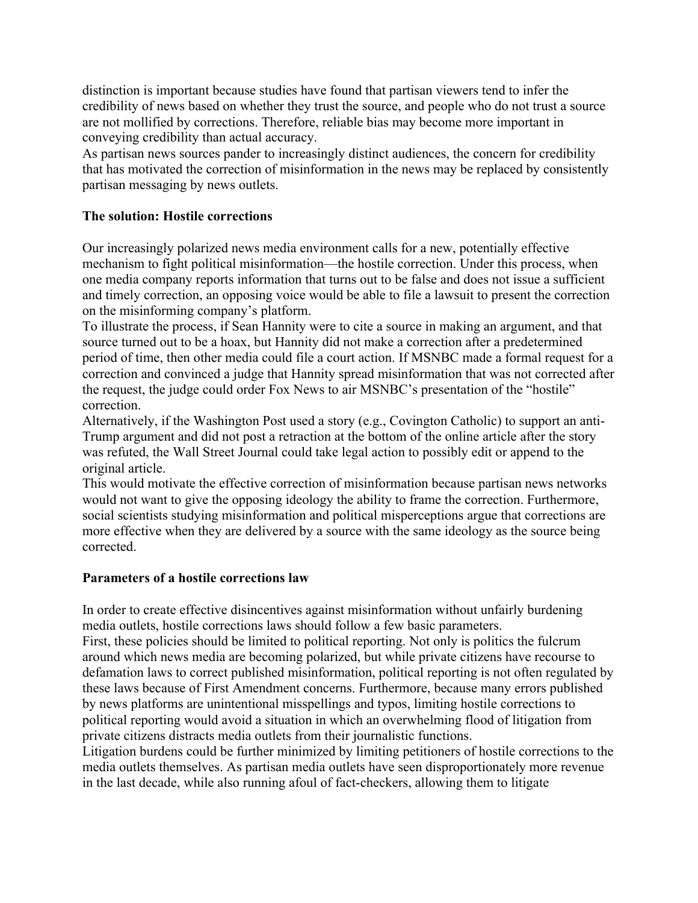distinction is important because studies have found that partisan viewers tend to infer the credibility of news based on whether they trust the source, and people who do not trust a source are not mollified by corrections. Therefore, reliable bias may become more important in conveying credibility than actual accuracy.

As partisan news sources pander to increasingly distinct audiences, the concern for credibility that has motivated the correction of misinformation in the news may be replaced by consistently partisan messaging by news outlets.

**The solution: Hostile corrections**

Our increasingly polarized news media environment calls for a new, potentially effective mechanism to fight political misinformation—the hostile correction. Under this process, when one media company reports information that turns out to be false and does not issue a sufficient and timely correction, an opposing voice would be able to file a lawsuit to present the correction on the misinforming company's platform.

To illustrate the process, if Sean Hannity were to cite a source in making an argument, and that source turned out to be a hoax, but Hannity did not make a correction after a predetermined period of time, then other media could file a court action. If MSNBC made a formal request for a correction and convinced a judge that Hannity spread misinformation that was not corrected after the request, the judge could order Fox News to air MSNBC's presentation of the "hostile" correction.

Alternatively, if the Washington Post used a story (e.g., Covington Catholic) to support an anti-Trump argument and did not post a retraction at the bottom of the online article after the story was refuted, the Wall Street Journal could take legal action to possibly edit or append to the original article.

This would motivate the effective correction of misinformation because partisan news networks would not want to give the opposing ideology the ability to frame the correction. Furthermore, social scientists studying misinformation and political misperceptions argue that corrections are more effective when they are delivered by a source with the same ideology as the source being corrected.

**Parameters of a hostile corrections law**

In order to create effective disincentives against misinformation without unfairly burdening media outlets, hostile corrections laws should follow a few basic parameters.

First, these policies should be limited to political reporting. Not only is politics the fulcrum around which news media are becoming polarized, but while private citizens have recourse to defamation laws to correct published misinformation, political reporting is not often regulated by these laws because of First Amendment concerns. Furthermore, because many errors published by news platforms are unintentional misspellings and typos, limiting hostile corrections to political reporting would avoid a situation in which an overwhelming flood of litigation from private citizens distracts media outlets from their journalistic functions.

Litigation burdens could be further minimized by limiting petitioners of hostile corrections to the media outlets themselves. As partisan media outlets have seen disproportionately more revenue in the last decade, while also running afoul of fact-checkers, allowing them to litigate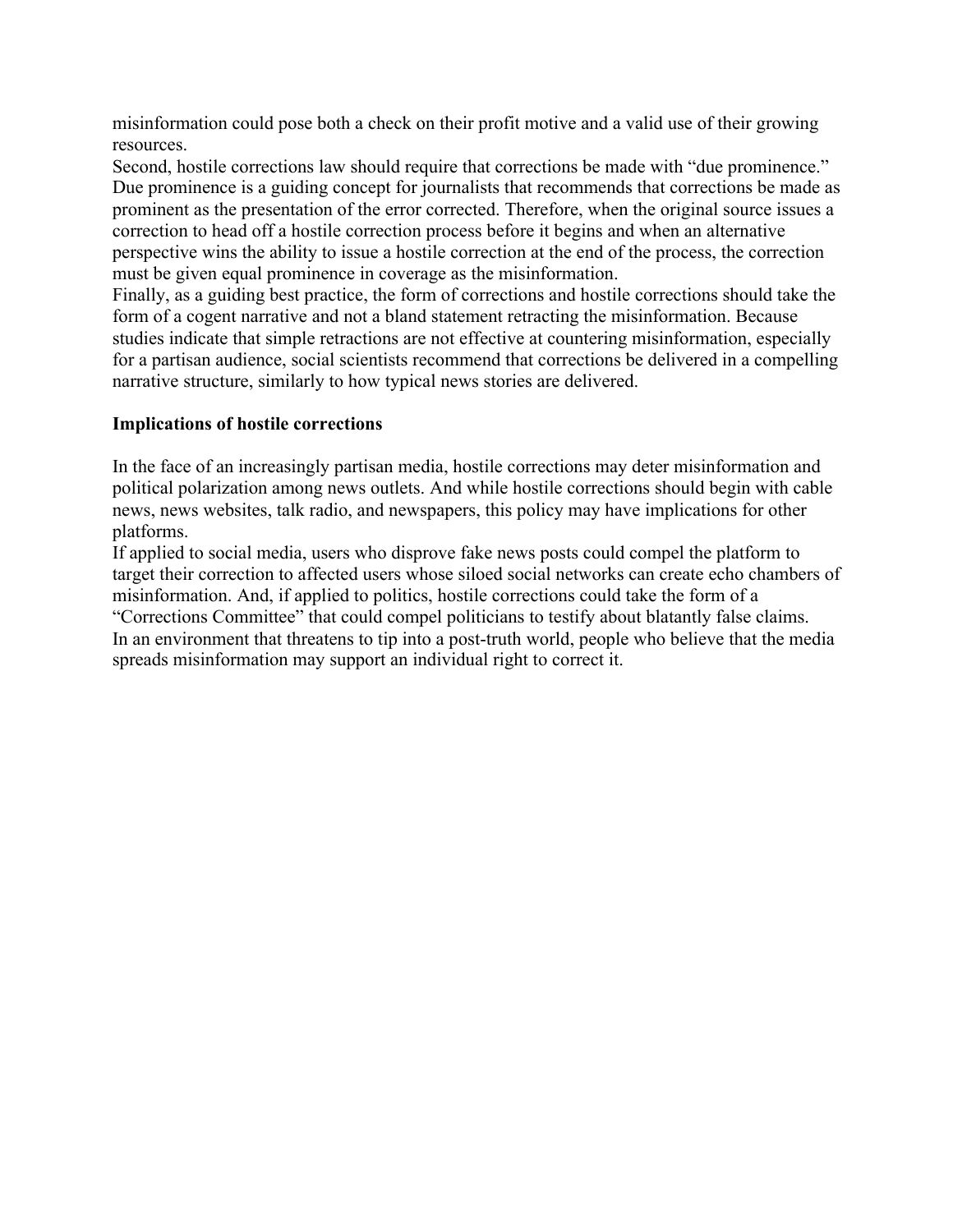misinformation could pose both a check on their profit motive and a valid use of their growing resources.

Second, hostile corrections law should require that corrections be made with "due prominence." Due prominence is a guiding concept for journalists that recommends that corrections be made as prominent as the presentation of the error corrected. Therefore, when the original source issues a correction to head off a hostile correction process before it begins and when an alternative perspective wins the ability to issue a hostile correction at the end of the process, the correction must be given equal prominence in coverage as the misinformation.

Finally, as a guiding best practice, the form of corrections and hostile corrections should take the form of a cogent narrative and not a bland statement retracting the misinformation. Because studies indicate that simple retractions are not effective at countering misinformation, especially for a partisan audience, social scientists recommend that corrections be delivered in a compelling narrative structure, similarly to how typical news stories are delivered.

**Implications of hostile corrections**

In the face of an increasingly partisan media, hostile corrections may deter misinformation and political polarization among news outlets. And while hostile corrections should begin with cable news, news websites, talk radio, and newspapers, this policy may have implications for other platforms.

If applied to social media, users who disprove fake news posts could compel the platform to target their correction to affected users whose siloed social networks can create echo chambers of misinformation. And, if applied to politics, hostile corrections could take the form of a "Corrections Committee" that could compel politicians to testify about blatantly false claims.

In an environment that threatens to tip into a post-truth world, people who believe that the media spreads misinformation may support an individual right to correct it.